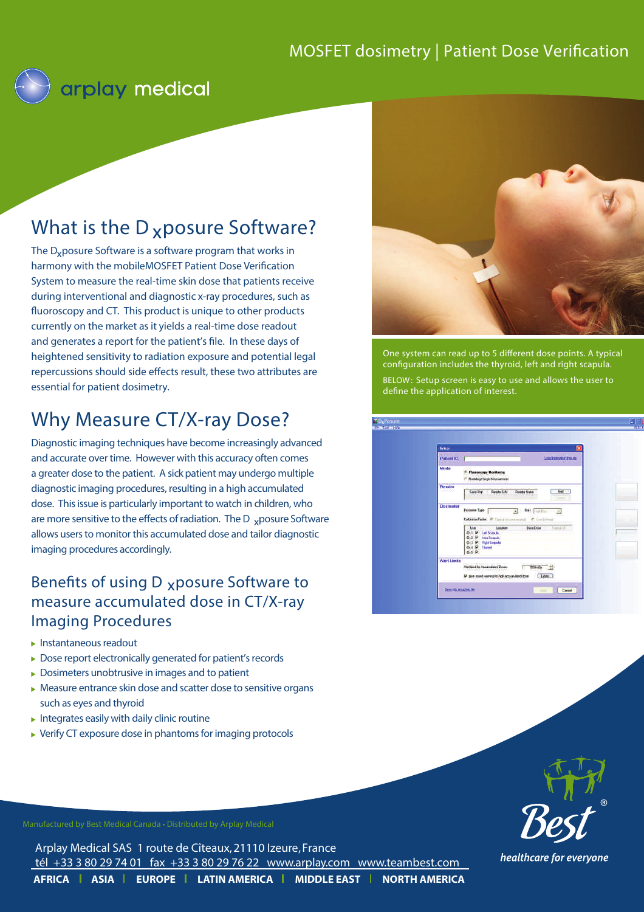MOSFET dosimetry | Patient Dose Verification

arplay medical

# What is the D$_X$posure Software?

The D$_X$posure Software is a software program that works in harmony with the mobileMOSFET Patient Dose Verification System to measure the real-time skin dose that patients receive during interventional and diagnostic x-ray procedures, such as fluoroscopy and CT. This product is unique to other products currently on the market as it yields a real-time dose readout and generates a report for the patient's file. In these days of heightened sensitivity to radiation exposure and potential legal repercussions should side effects result, these two attributes are essential for patient dosimetry.

# Why Measure CT/X-ray Dose?

Diagnostic imaging techniques have become increasingly advanced and accurate over time. However with this accuracy often comes a greater dose to the patient. A sick patient may undergo multiple diagnostic imaging procedures, resulting in a high accumulated dose. This issue is particularly important to watch in children, who are more sensitive to the effects of radiation. The D$_X$posure Software allows users to monitor this accumulated dose and tailor diagnostic imaging procedures accordingly.

## Benefits of using D$_X$posure Software to measure accumulated dose in CT/X-ray Imaging Procedures

- Instantaneous readout
- Dose report electronically generated for patient's records
- Dosimeters unobtrusive in images and to patient
- Measure entrance skin dose and scatter dose to sensitive organs such as eyes and thyroid
- Integrates easily with daily clinic routine
- Verify CT exposure dose in phantoms for imaging protocols

One system can read up to 5 different dose points. A typical configuration includes the thyroid, left and right scapula.

BELOW: Setup screen is easy to use and allows the user to define the application of interest.

Manufactured by Best Medical Canada • Distributed by Arplay Medical

Arplay Medical SAS 1 route de Cîteaux, 21110 Izeure, France
tél +33 3 80 29 74 01 fax +33 3 80 29 76 22 www.arplay.com www.teambest.com

AFRICA | ASIA | EUROPE | LATIN AMERICA | MIDDLE EAST | NORTH AMERICA

Best®
healthcare for everyone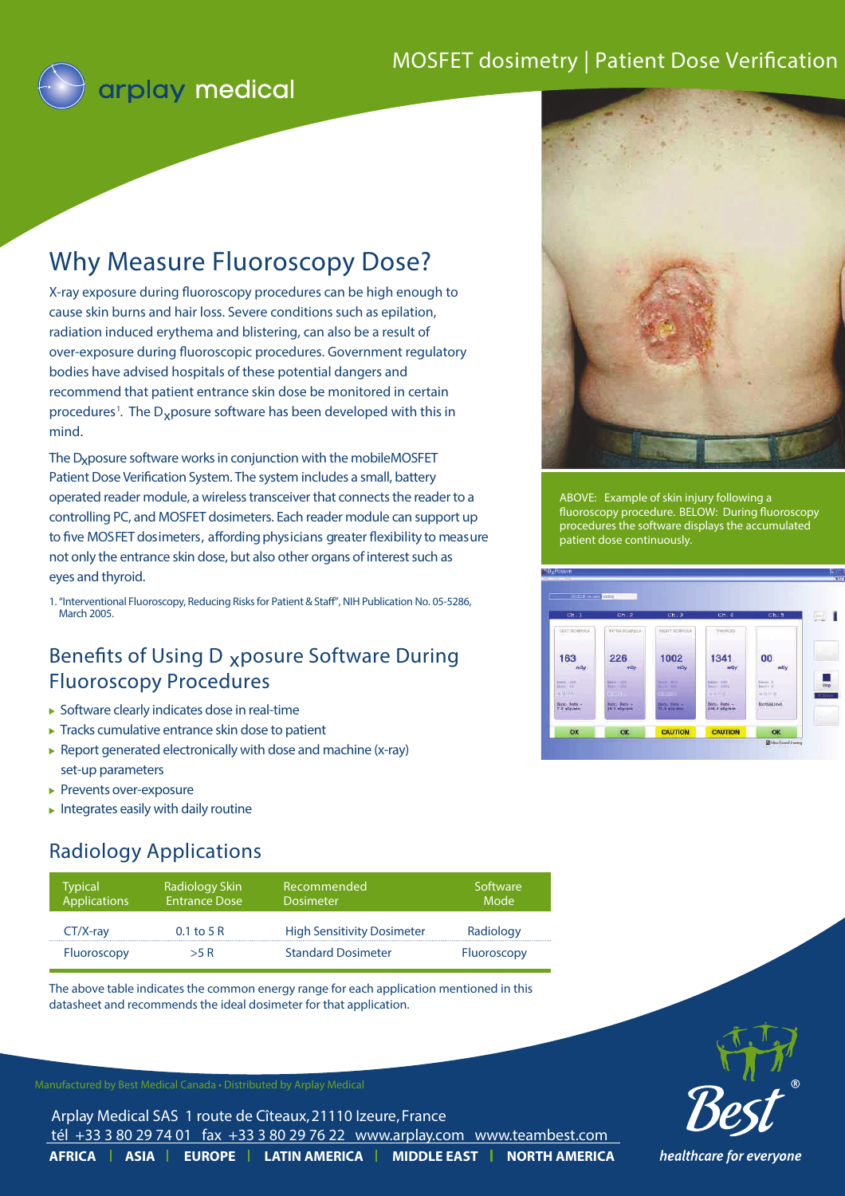arplay medical

MOSFET dosimetry | Patient Dose Verification

# Why Measure Fluoroscopy Dose?

X-ray exposure during fluoroscopy procedures can be high enough to cause skin burns and hair loss. Severe conditions such as epilation, radiation induced erythema and blistering, can also be a result of over-exposure during fluoroscopic procedures. Government regulatory bodies have advised hospitals of these potential dangers and recommend that patient entrance skin dose be monitored in certain procedures[1]. The $D_X$posure software has been developed with this in mind.

The $D_X$posure software works in conjunction with the mobileMOSFET Patient Dose Verification System. The system includes a small, battery operated reader module, a wireless transceiver that connects the reader to a controlling PC, and MOSFET dosimeters. Each reader module can support up to five MOSFET dosimeters, affording physicians greater flexibility to measure not only the entrance skin dose, but also other organs of interest such as eyes and thyroid.

1. "Interventional Fluoroscopy, Reducing Risks for Patient & Staff", NIH Publication No. 05-5286, March 2005.

ABOVE: Example of skin injury following a fluoroscopy procedure. BELOW: During fluoroscopy procedures the software displays the accumulated patient dose continuously.

## Benefits of Using $D_X$posure Software During Fluoroscopy Procedures

- Software clearly indicates dose in real-time
- Tracks cumulative entrance skin dose to patient
- Report generated electronically with dose and machine (x-ray) set-up parameters
- Prevents over-exposure
- Integrates easily with daily routine

## Radiology Applications

| Typical Applications | Radiology Skin Entrance Dose | Recommended Dosimeter | Software Mode |
|---|---|---|---|
| CT/X-ray | 0.1 to 5 R | High Sensitivity Dosimeter | Radiology |
| Fluoroscopy | >5 R | Standard Dosimeter | Fluoroscopy |

The above table indicates the common energy range for each application mentioned in this datasheet and recommends the ideal dosimeter for that application.

Manufactured by Best Medical Canada • Distributed by Arplay Medical

Arplay Medical SAS 1 route de Cîteaux, 21110 Izeure, France
tél +33 3 80 29 74 01 fax +33 3 80 29 76 22 www.arplay.com www.teambest.com

AFRICA | ASIA | EUROPE | LATIN AMERICA | MIDDLE EAST | NORTH AMERICA

Best® healthcare for everyone